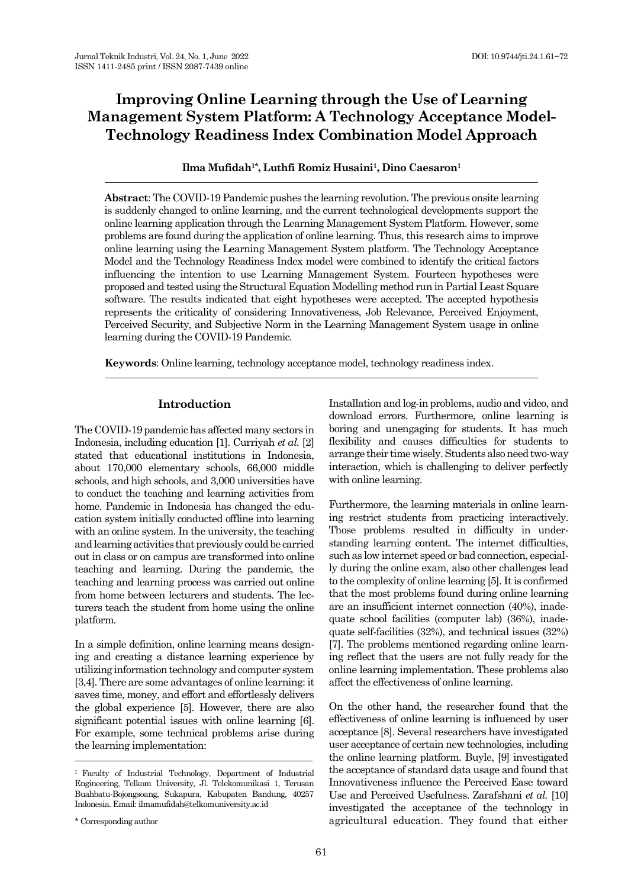# Improving Online Learning through the Use of Learning Management System Platform: A Technology Acceptance Model-Technology Readiness Index Combination Model Approach

**Ilma Mufidah[1*], Luthfi Romiz Husaini[1], Dino Caesaron[1]**

**Abstract**: The COVID-19 Pandemic pushes the learning revolution. The previous onsite learning is suddenly changed to online learning, and the current technological developments support the online learning application through the Learning Management System Platform. However, some problems are found during the application of online learning. Thus, this research aims to improve online learning using the Learning Management System platform. The Technology Acceptance Model and the Technology Readiness Index model were combined to identify the critical factors influencing the intention to use Learning Management System. Fourteen hypotheses were proposed and tested using the Structural Equation Modelling method run in Partial Least Square software. The results indicated that eight hypotheses were accepted. The accepted hypothesis represents the criticality of considering Innovativeness, Job Relevance, Perceived Enjoyment, Perceived Security, and Subjective Norm in the Learning Management System usage in online learning during the COVID-19 Pandemic.

**Keywords**: Online learning, technology acceptance model, technology readiness index.

## Introduction

The COVID-19 pandemic has affected many sectors in Indonesia, including education [1]. Curriyah *et al.* [2] stated that educational institutions in Indonesia, about 170,000 elementary schools, 66,000 middle schools, and high schools, and 3,000 universities have to conduct the teaching and learning activities from home. Pandemic in Indonesia has changed the education system initially conducted offline into learning with an online system. In the university, the teaching and learning activities that previously could be carried out in class or on campus are transformed into online teaching and learning. During the pandemic, the teaching and learning process was carried out online from home between lecturers and students. The lecturers teach the student from home using the online platform.

In a simple definition, online learning means designing and creating a distance learning experience by utilizing information technology and computer system [3,4]. There are some advantages of online learning: it saves time, money, and effort and effortlessly delivers the global experience [5]. However, there are also significant potential issues with online learning [6]. For example, some technical problems arise during the learning implementation: Installation and log-in problems, audio and video, and download errors. Furthermore, online learning is boring and unengaging for students. It has much flexibility and causes difficulties for students to arrange their time wisely. Students also need two-way interaction, which is challenging to deliver perfectly with online learning.

Furthermore, the learning materials in online learning restrict students from practicing interactively. Those problems resulted in difficulty in understanding learning content. The internet difficulties, such as low internet speed or bad connection, especially during the online exam, also other challenges lead to the complexity of online learning [5]. It is confirmed that the most problems found during online learning are an insufficient internet connection (40%), inadequate school facilities (computer lab) (36%), inadequate self-facilities (32%), and technical issues (32%) [7]. The problems mentioned regarding online learning reflect that the users are not fully ready for the online learning implementation. These problems also affect the effectiveness of online learning.

On the other hand, the researcher found that the effectiveness of online learning is influenced by user acceptance [8]. Several researchers have investigated user acceptance of certain new technologies, including the online learning platform. Buyle, [9] investigated the acceptance of standard data usage and found that Innovativeness influence the Perceived Ease toward Use and Perceived Usefulness. Zarafshani *et al.* [10] investigated the acceptance of the technology in agricultural education. They found that either

---

[1] Faculty of Industrial Technology, Department of Industrial Engineering, Telkom University, Jl. Telekomunikasi 1, Terusan Buahbatu-Bojongsoang, Sukapura, Kabupaten Bandung, 40257 Indonesia. Email: ilmamufidah@telkomuniversity.ac.id

\* Corresponding author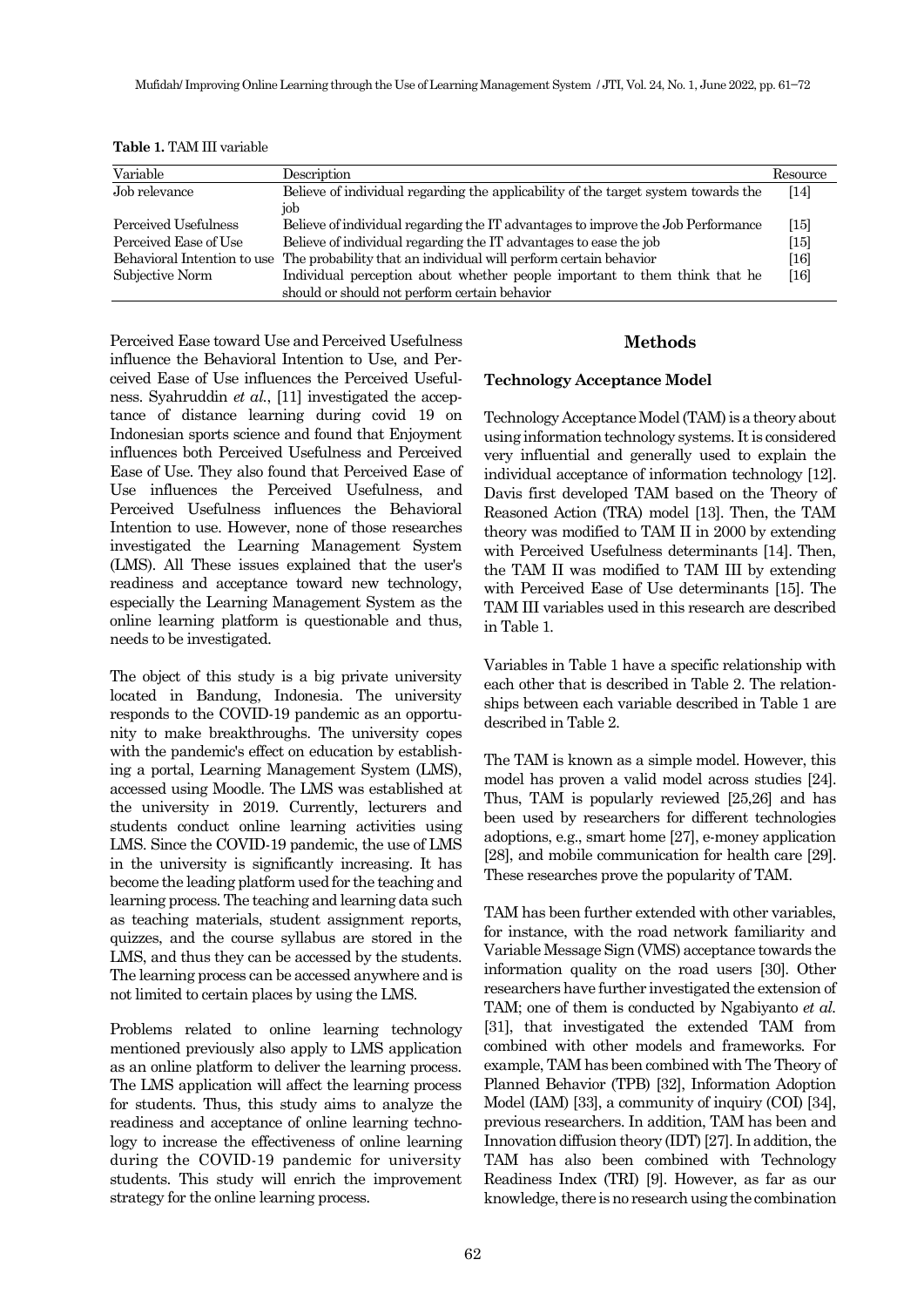**Table 1.** TAM III variable

| Variable | Description | Resource |
|---|---|---|
| Job relevance | Believe of individual regarding the applicability of the target system towards the job | [14] |
| Perceived Usefulness | Believe of individual regarding the IT advantages to improve the Job Performance | [15] |
| Perceived Ease of Use | Believe of individual regarding the IT advantages to ease the job | [15] |
| Behavioral Intention to use | The probability that an individual will perform certain behavior | [16] |
| Subjective Norm | Individual perception about whether people important to them think that he should or should not perform certain behavior | [16] |

Perceived Ease toward Use and Perceived Usefulness influence the Behavioral Intention to Use, and Perceived Ease of Use influences the Perceived Usefulness. Syahruddin *et al.*, [11] investigated the acceptance of distance learning during covid 19 on Indonesian sports science and found that Enjoyment influences both Perceived Usefulness and Perceived Ease of Use. They also found that Perceived Ease of Use influences the Perceived Usefulness, and Perceived Usefulness influences the Behavioral Intention to use. However, none of those researches investigated the Learning Management System (LMS). All These issues explained that the user's readiness and acceptance toward new technology, especially the Learning Management System as the online learning platform is questionable and thus, needs to be investigated.

The object of this study is a big private university located in Bandung, Indonesia. The university responds to the COVID-19 pandemic as an opportunity to make breakthroughs. The university copes with the pandemic's effect on education by establishing a portal, Learning Management System (LMS), accessed using Moodle. The LMS was established at the university in 2019. Currently, lecturers and students conduct online learning activities using LMS. Since the COVID-19 pandemic, the use of LMS in the university is significantly increasing. It has become the leading platform used for the teaching and learning process. The teaching and learning data such as teaching materials, student assignment reports, quizzes, and the course syllabus are stored in the LMS, and thus they can be accessed by the students. The learning process can be accessed anywhere and is not limited to certain places by using the LMS.

Problems related to online learning technology mentioned previously also apply to LMS application as an online platform to deliver the learning process. The LMS application will affect the learning process for students. Thus, this study aims to analyze the readiness and acceptance of online learning technology to increase the effectiveness of online learning during the COVID-19 pandemic for university students. This study will enrich the improvement strategy for the online learning process.

## Methods

### Technology Acceptance Model

Technology Acceptance Model (TAM) is a theory about using information technology systems. It is considered very influential and generally used to explain the individual acceptance of information technology [12]. Davis first developed TAM based on the Theory of Reasoned Action (TRA) model [13]. Then, the TAM theory was modified to TAM II in 2000 by extending with Perceived Usefulness determinants [14]. Then, the TAM II was modified to TAM III by extending with Perceived Ease of Use determinants [15]. The TAM III variables used in this research are described in Table 1.

Variables in Table 1 have a specific relationship with each other that is described in Table 2. The relationships between each variable described in Table 1 are described in Table 2.

The TAM is known as a simple model. However, this model has proven a valid model across studies [24]. Thus, TAM is popularly reviewed [25,26] and has been used by researchers for different technologies adoptions, e.g., smart home [27], e-money application [28], and mobile communication for health care [29]. These researches prove the popularity of TAM.

TAM has been further extended with other variables, for instance, with the road network familiarity and Variable Message Sign (VMS) acceptance towards the information quality on the road users [30]. Other researchers have further investigated the extension of TAM; one of them is conducted by Ngabiyanto *et al.* [31], that investigated the extended TAM from combined with other models and frameworks. For example, TAM has been combined with The Theory of Planned Behavior (TPB) [32], Information Adoption Model (IAM) [33], a community of inquiry (COI) [34], previous researchers. In addition, TAM has been and Innovation diffusion theory (IDT) [27]. In addition, the TAM has also been combined with Technology Readiness Index (TRI) [9]. However, as far as our knowledge, there is no research using the combination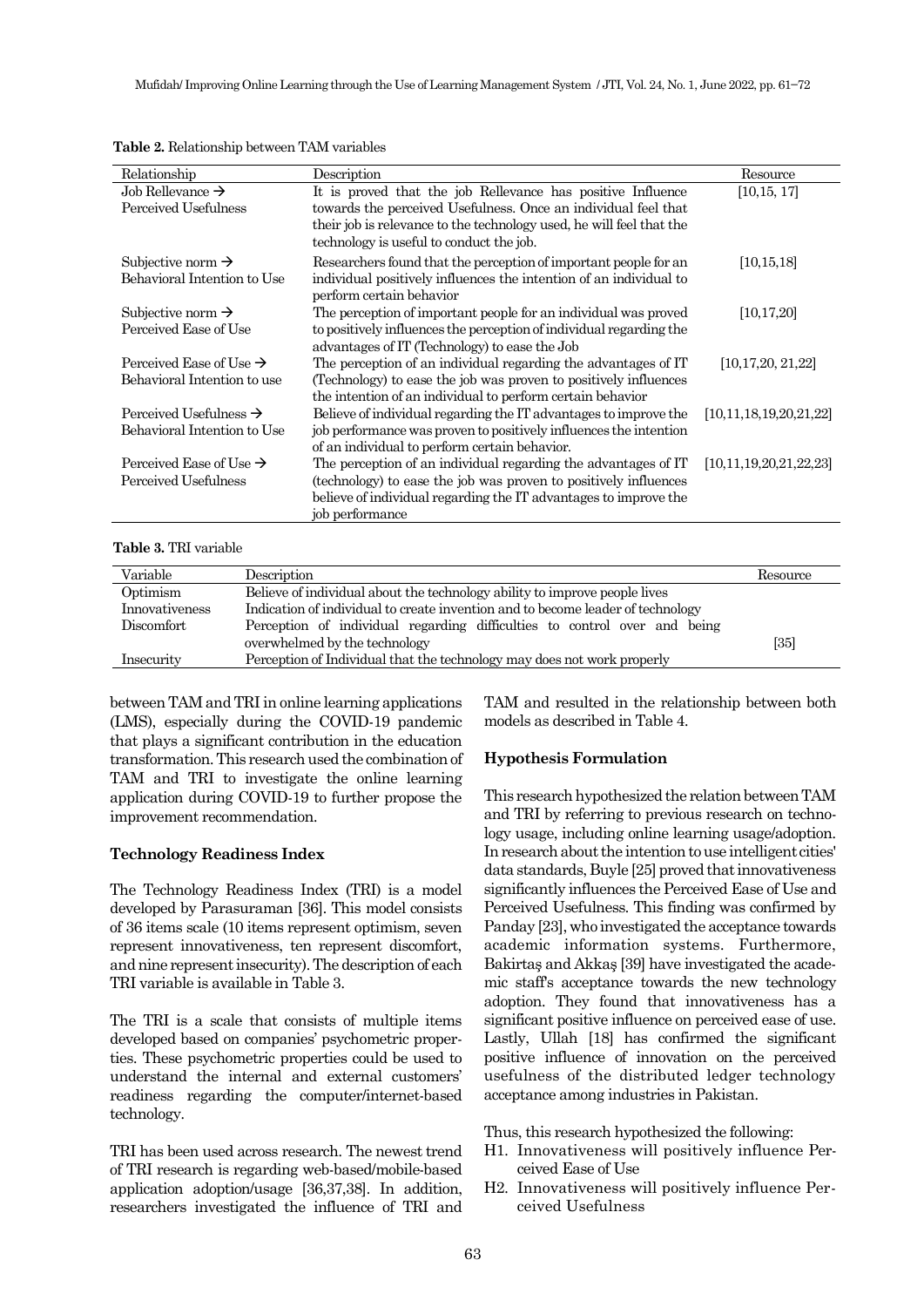**Table 2.** Relationship between TAM variables

| Relationship | Description | Resource |
|---|---|---|
| Job Rellevance → Perceived Usefulness | It is proved that the job Rellevance has positive Influence towards the perceived Usefulness. Once an individual feel that their job is relevance to the technology used, he will feel that the technology is useful to conduct the job. | [10,15, 17] |
| Subjective norm → Behavioral Intention to Use | Researchers found that the perception of important people for an individual positively influences the intention of an individual to perform certain behavior | [10,15,18] |
| Subjective norm → Perceived Ease of Use | The perception of important people for an individual was proved to positively influences the perception of individual regarding the advantages of IT (Technology) to ease the Job | [10,17,20] |
| Perceived Ease of Use → Behavioral Intention to use | The perception of an individual regarding the advantages of IT (Technology) to ease the job was proven to positively influences the intention of an individual to perform certain behavior | [10,17,20, 21,22] |
| Perceived Usefulness → Behavioral Intention to Use | Believe of individual regarding the IT advantages to improve the job performance was proven to positively influences the intention of an individual to perform certain behavior. | [10,11,18,19,20,21,22] |
| Perceived Ease of Use → Perceived Usefulness | The perception of an individual regarding the advantages of IT (technology) to ease the job was proven to positively influences believe of individual regarding the IT advantages to improve the job performance | [10,11,19,20,21,22,23] |

**Table 3.** TRI variable

| Variable | Description | Resource |
|---|---|---|
| Optimism | Believe of individual about the technology ability to improve people lives | |
| Innovativeness | Indication of individual to create invention and to become leader of technology | |
| Discomfort | Perception of individual regarding difficulties to control over and being overwhelmed by the technology | [35] |
| Insecurity | Perception of Individual that the technology may does not work properly | |

between TAM and TRI in online learning applications (LMS), especially during the COVID-19 pandemic that plays a significant contribution in the education transformation. This research used the combination of TAM and TRI to investigate the online learning application during COVID-19 to further propose the improvement recommendation.

### Technology Readiness Index

The Technology Readiness Index (TRI) is a model developed by Parasuraman [36]. This model consists of 36 items scale (10 items represent optimism, seven represent innovativeness, ten represent discomfort, and nine represent insecurity). The description of each TRI variable is available in Table 3.

The TRI is a scale that consists of multiple items developed based on companies' psychometric properties. These psychometric properties could be used to understand the internal and external customers' readiness regarding the computer/internet-based technology.

TRI has been used across research. The newest trend of TRI research is regarding web-based/mobile-based application adoption/usage [36,37,38]. In addition, researchers investigated the influence of TRI and TAM and resulted in the relationship between both models as described in Table 4.

### Hypothesis Formulation

This research hypothesized the relation between TAM and TRI by referring to previous research on technology usage, including online learning usage/adoption. In research about the intention to use intelligent cities' data standards, Buyle [25] proved that innovativeness significantly influences the Perceived Ease of Use and Perceived Usefulness. This finding was confirmed by Panday [23], who investigated the acceptance towards academic information systems. Furthermore, Bakirtaş and Akkaş [39] have investigated the academic staff's acceptance towards the new technology adoption. They found that innovativeness has a significant positive influence on perceived ease of use. Lastly, Ullah [18] has confirmed the significant positive influence of innovation on the perceived usefulness of the distributed ledger technology acceptance among industries in Pakistan.

Thus, this research hypothesized the following:

- H1. Innovativeness will positively influence Perceived Ease of Use
- H2. Innovativeness will positively influence Perceived Usefulness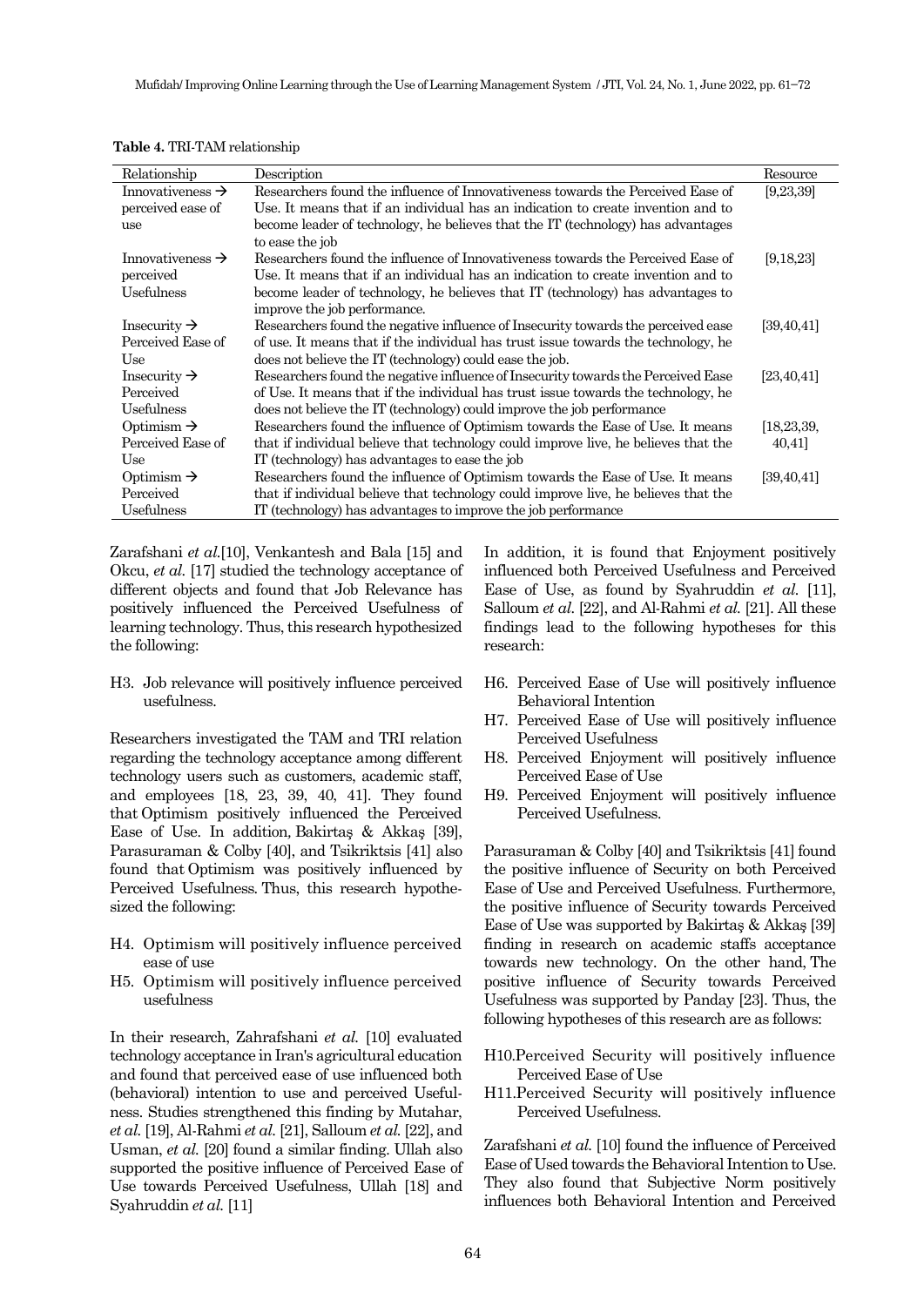**Table 4.** TRI-TAM relationship

| Relationship | Description | Resource |
|---|---|---|
| Innovativeness → perceived ease of use | Researchers found the influence of Innovativeness towards the Perceived Ease of Use. It means that if an individual has an indication to create invention and to become leader of technology, he believes that the IT (technology) has advantages to ease the job | [9,23,39] |
| Innovativeness → perceived Usefulness | Researchers found the influence of Innovativeness towards the Perceived Ease of Use. It means that if an individual has an indication to create invention and to become leader of technology, he believes that IT (technology) has advantages to improve the job performance. | [9,18,23] |
| Insecurity → Perceived Ease of Use | Researchers found the negative influence of Insecurity towards the perceived ease of use. It means that if the individual has trust issue towards the technology, he does not believe the IT (technology) could ease the job. | [39,40,41] |
| Insecurity → Perceived Usefulness | Researchers found the negative influence of Insecurity towards the Perceived Ease of Use. It means that if the individual has trust issue towards the technology, he does not believe the IT (technology) could improve the job performance | [23,40,41] |
| Optimism → Perceived Ease of Use | Researchers found the influence of Optimism towards the Ease of Use. It means that if individual believe that technology could improve live, he believes that the IT (technology) has advantages to ease the job | [18,23,39, 40,41] |
| Optimism → Perceived Usefulness | Researchers found the influence of Optimism towards the Ease of Use. It means that if individual believe that technology could improve live, he believes that the IT (technology) has advantages to improve the job performance | [39,40,41] |

Zarafshani *et al.*[10], Venkantesh and Bala [15] and Okcu, *et al.* [17] studied the technology acceptance of different objects and found that Job Relevance has positively influenced the Perceived Usefulness of learning technology. Thus, this research hypothesized the following:

H3. Job relevance will positively influence perceived usefulness.

Researchers investigated the TAM and TRI relation regarding the technology acceptance among different technology users such as customers, academic staff, and employees [18, 23, 39, 40, 41]. They found that Optimism positively influenced the Perceived Ease of Use. In addition, Bakirtaş & Akkaş [39], Parasuraman & Colby [40], and Tsikriktsis [41] also found that Optimism was positively influenced by Perceived Usefulness. Thus, this research hypothesized the following:

H4. Optimism will positively influence perceived ease of use

H5. Optimism will positively influence perceived usefulness

In their research, Zahrafshani *et al.* [10] evaluated technology acceptance in Iran's agricultural education and found that perceived ease of use influenced both (behavioral) intention to use and perceived Usefulness. Studies strengthened this finding by Mutahar, *et al.* [19], Al-Rahmi *et al.* [21], Salloum *et al.* [22], and Usman, *et al.* [20] found a similar finding. Ullah also supported the positive influence of Perceived Ease of Use towards Perceived Usefulness, Ullah [18] and Syahruddin *et al.* [11]

In addition, it is found that Enjoyment positively influenced both Perceived Usefulness and Perceived Ease of Use, as found by Syahruddin *et al.* [11], Salloum *et al.* [22], and Al-Rahmi *et al.* [21]. All these findings lead to the following hypotheses for this research:

H6. Perceived Ease of Use will positively influence Behavioral Intention

H7. Perceived Ease of Use will positively influence Perceived Usefulness

H8. Perceived Enjoyment will positively influence Perceived Ease of Use

H9. Perceived Enjoyment will positively influence Perceived Usefulness.

Parasuraman & Colby [40] and Tsikriktsis [41] found the positive influence of Security on both Perceived Ease of Use and Perceived Usefulness. Furthermore, the positive influence of Security towards Perceived Ease of Use was supported by Bakirtaş & Akkaş [39] finding in research on academic staffs acceptance towards new technology. On the other hand, The positive influence of Security towards Perceived Usefulness was supported by Panday [23]. Thus, the following hypotheses of this research are as follows:

H10. Perceived Security will positively influence Perceived Ease of Use

H11. Perceived Security will positively influence Perceived Usefulness.

Zarafshani *et al.* [10] found the influence of Perceived Ease of Used towards the Behavioral Intention to Use. They also found that Subjective Norm positively influences both Behavioral Intention and Perceived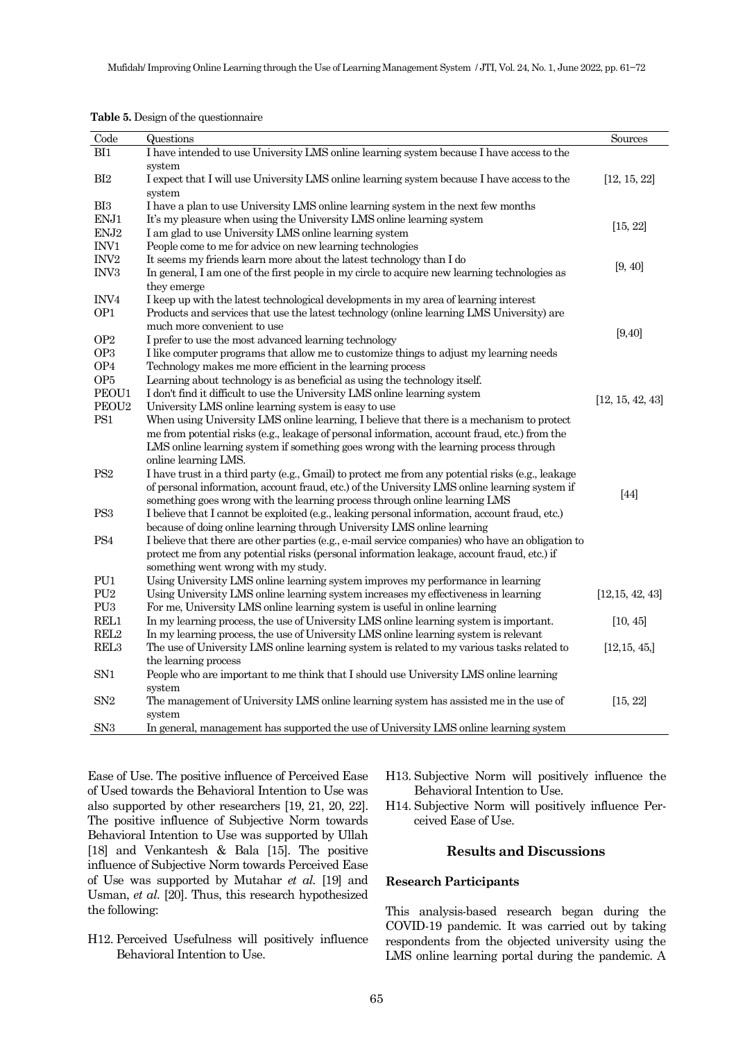**Table 5.** Design of the questionnaire

| Code | Questions | Sources |
|---|---|---|
| BI1 | I have intended to use University LMS online learning system because I have access to the system | |
| BI2 | I expect that I will use University LMS online learning system because I have access to the system | [12, 15, 22] |
| BI3 | I have a plan to use University LMS online learning system in the next few months | |
| ENJ1 | It's my pleasure when using the University LMS online learning system | [15, 22] |
| ENJ2 | I am glad to use University LMS online learning system | |
| INV1 | People come to me for advice on new learning technologies | |
| INV2 | It seems my friends learn more about the latest technology than I do | [9, 40] |
| INV3 | In general, I am one of the first people in my circle to acquire new learning technologies as they emerge | |
| INV4 | I keep up with the latest technological developments in my area of learning interest | |
| OP1 | Products and services that use the latest technology (online learning LMS University) are much more convenient to use | |
| OP2 | I prefer to use the most advanced learning technology | [9,40] |
| OP3 | I like computer programs that allow me to customize things to adjust my learning needs | |
| OP4 | Technology makes me more efficient in the learning process | |
| OP5 | Learning about technology is as beneficial as using the technology itself. | |
| PEOU1 | I don't find it difficult to use the University LMS online learning system | [12, 15, 42, 43] |
| PEOU2 | University LMS online learning system is easy to use | |
| PS1 | When using University LMS online learning, I believe that there is a mechanism to protect me from potential risks (e.g., leakage of personal information, account fraud, etc.) from the LMS online learning system if something goes wrong with the learning process through online learning LMS. | |
| PS2 | I have trust in a third party (e.g., Gmail) to protect me from any potential risks (e.g., leakage of personal information, account fraud, etc.) of the University LMS online learning system if something goes wrong with the learning process through online learning LMS | [44] |
| PS3 | I believe that I cannot be exploited (e.g., leaking personal information, account fraud, etc.) because of doing online learning through University LMS online learning | |
| PS4 | I believe that there are other parties (e.g., e-mail service companies) who have an obligation to protect me from any potential risks (personal information leakage, account fraud, etc.) if something went wrong with my study. | |
| PU1 | Using University LMS online learning system improves my performance in learning | |
| PU2 | Using University LMS online learning system increases my effectiveness in learning | [12,15, 42, 43] |
| PU3 | For me, University LMS online learning system is useful in online learning | |
| REL1 | In my learning process, the use of University LMS online learning system is important. | [10, 45] |
| REL2 | In my learning process, the use of University LMS online learning system is relevant | |
| REL3 | The use of University LMS online learning system is related to my various tasks related to the learning process | [12,15, 45,] |
| SN1 | People who are important to me think that I should use University LMS online learning system | |
| SN2 | The management of University LMS online learning system has assisted me in the use of system | [15, 22] |
| SN3 | In general, management has supported the use of University LMS online learning system | |

Ease of Use. The positive influence of Perceived Ease of Used towards the Behavioral Intention to Use was also supported by other researchers [19, 21, 20, 22]. The positive influence of Subjective Norm towards Behavioral Intention to Use was supported by Ullah [18] and Venkantesh & Bala [15]. The positive influence of Subjective Norm towards Perceived Ease of Use was supported by Mutahar *et al.* [19] and Usman, *et al.* [20]. Thus, this research hypothesized the following:

H12. Perceived Usefulness will positively influence Behavioral Intention to Use.

H13. Subjective Norm will positively influence the Behavioral Intention to Use.

H14. Subjective Norm will positively influence Perceived Ease of Use.

## Results and Discussions

### Research Participants

This analysis-based research began during the COVID-19 pandemic. It was carried out by taking respondents from the objected university using the LMS online learning portal during the pandemic. A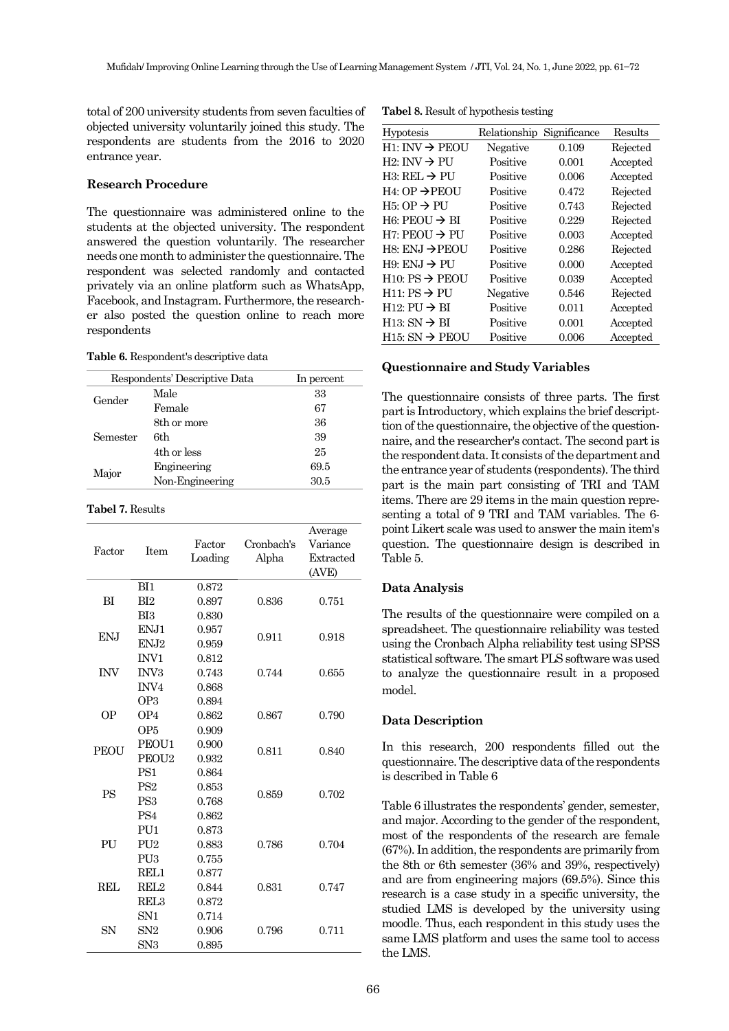total of 200 university students from seven faculties of objected university voluntarily joined this study. The respondents are students from the 2016 to 2020 entrance year.

### Research Procedure

The questionnaire was administered online to the students at the objected university. The respondent answered the question voluntarily. The researcher needs one month to administer the questionnaire. The respondent was selected randomly and contacted privately via an online platform such as WhatsApp, Facebook, and Instagram. Furthermore, the researcher also posted the question online to reach more respondents

**Table 6.** Respondent's descriptive data

| Respondents' Descriptive Data | | In percent |
|---|---|---|
| Gender | Male | 33 |
| | Female | 67 |
| Semester | 8th or more | 36 |
| | 6th | 39 |
| | 4th or less | 25 |
| Major | Engineering | 69.5 |
| | Non-Engineering | 30.5 |

**Tabel 7.** Results

| Factor | Item | Factor Loading | Cronbach's Alpha | Average Variance Extracted (AVE) |
|---|---|---|---|---|
| BI | BI1 | 0.872 | 0.836 | 0.751 |
| | BI2 | 0.897 | | |
| | BI3 | 0.830 | | |
| ENJ | ENJ1 | 0.957 | 0.911 | 0.918 |
| | ENJ2 | 0.959 | | |
| INV | INV1 | 0.812 | 0.744 | 0.655 |
| | INV3 | 0.743 | | |
| | INV4 | 0.868 | | |
| OP | OP3 | 0.894 | 0.867 | 0.790 |
| | OP4 | 0.862 | | |
| | OP5 | 0.909 | | |
| PEOU | PEOU1 | 0.900 | 0.811 | 0.840 |
| | PEOU2 | 0.932 | | |
| PS | PS1 | 0.864 | 0.859 | 0.702 |
| | PS2 | 0.853 | | |
| | PS3 | 0.768 | | |
| | PS4 | 0.862 | | |
| PU | PU1 | 0.873 | 0.786 | 0.704 |
| | PU2 | 0.883 | | |
| | PU3 | 0.755 | | |
| REL | REL1 | 0.877 | 0.831 | 0.747 |
| | REL2 | 0.844 | | |
| | REL3 | 0.872 | | |
| SN | SN1 | 0.714 | 0.796 | 0.711 |
| | SN2 | 0.906 | | |
| | SN3 | 0.895 | | |

**Tabel 8.** Result of hypothesis testing

| Hypotesis | Relationship | Significance | Results |
|---|---|---|---|
| H1: INV → PEOU | Negative | 0.109 | Rejected |
| H2: INV → PU | Positive | 0.001 | Accepted |
| H3: REL → PU | Positive | 0.006 | Accepted |
| H4: OP → PEOU | Positive | 0.472 | Rejected |
| H5: OP → PU | Positive | 0.743 | Rejected |
| H6: PEOU → BI | Positive | 0.229 | Rejected |
| H7: PEOU → PU | Positive | 0.003 | Accepted |
| H8: ENJ → PEOU | Positive | 0.286 | Rejected |
| H9: ENJ → PU | Positive | 0.000 | Accepted |
| H10: PS → PEOU | Positive | 0.039 | Accepted |
| H11: PS → PU | Negative | 0.546 | Rejected |
| H12: PU → BI | Positive | 0.011 | Accepted |
| H13: SN → BI | Positive | 0.001 | Accepted |
| H15: SN → PEOU | Positive | 0.006 | Accepted |

### Questionnaire and Study Variables

The questionnaire consists of three parts. The first part is Introductory, which explains the brief description of the questionnaire, the objective of the questionnaire, and the researcher's contact. The second part is the respondent data. It consists of the department and the entrance year of students (respondents). The third part is the main part consisting of TRI and TAM items. There are 29 items in the main question representing a total of 9 TRI and TAM variables. The 6-point Likert scale was used to answer the main item's question. The questionnaire design is described in Table 5.

### Data Analysis

The results of the questionnaire were compiled on a spreadsheet. The questionnaire reliability was tested using the Cronbach Alpha reliability test using SPSS statistical software. The smart PLS software was used to analyze the questionnaire result in a proposed model.

### Data Description

In this research, 200 respondents filled out the questionnaire. The descriptive data of the respondents is described in Table 6

Table 6 illustrates the respondents' gender, semester, and major. According to the gender of the respondent, most of the respondents of the research are female (67%). In addition, the respondents are primarily from the 8th or 6th semester (36% and 39%, respectively) and are from engineering majors (69.5%). Since this research is a case study in a specific university, the studied LMS is developed by the university using moodle. Thus, each respondent in this study uses the same LMS platform and uses the same tool to access the LMS.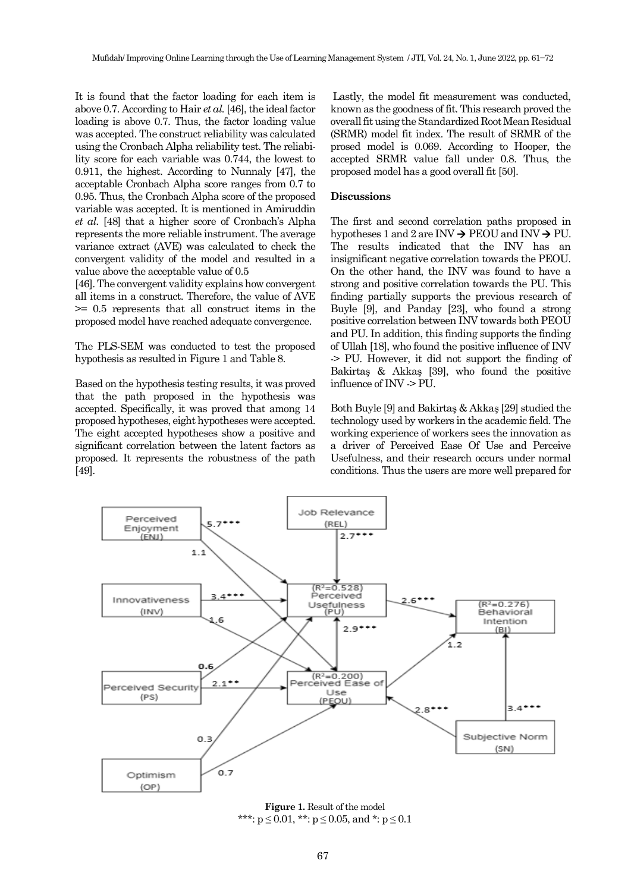It is found that the factor loading for each item is above 0.7. According to Hair *et al.* [46], the ideal factor loading is above 0.7. Thus, the factor loading value was accepted. The construct reliability was calculated using the Cronbach Alpha reliability test. The reliability score for each variable was 0.744, the lowest to 0.911, the highest. According to Nunnaly [47], the acceptable Cronbach Alpha score ranges from 0.7 to 0.95. Thus, the Cronbach Alpha score of the proposed variable was accepted. It is mentioned in Amiruddin *et al.* [48] that a higher score of Cronbach's Alpha represents the more reliable instrument. The average variance extract (AVE) was calculated to check the convergent validity of the model and resulted in a value above the acceptable value of 0.5 [46]. The convergent validity explains how convergent all items in a construct. Therefore, the value of AVE >= 0.5 represents that all construct items in the proposed model have reached adequate convergence.

The PLS-SEM was conducted to test the proposed hypothesis as resulted in Figure 1 and Table 8.

Based on the hypothesis testing results, it was proved that the path proposed in the hypothesis was accepted. Specifically, it was proved that among 14 proposed hypotheses, eight hypotheses were accepted. The eight accepted hypotheses show a positive and significant correlation between the latent factors as proposed. It represents the robustness of the path [49].

Lastly, the model fit measurement was conducted, known as the goodness of fit. This research proved the overall fit using the Standardized Root Mean Residual (SRMR) model fit index. The result of SRMR of the prosed model is 0.069. According to Hooper, the accepted SRMR value fall under 0.8. Thus, the proposed model has a good overall fit [50].

**Discussions**

The first and second correlation paths proposed in hypotheses 1 and 2 are INV → PEOU and INV → PU. The results indicated that the INV has an insignificant negative correlation towards the PEOU. On the other hand, the INV was found to have a strong and positive correlation towards the PU. This finding partially supports the previous research of Buyle [9], and Panday [23], who found a strong positive correlation between INV towards both PEOU and PU. In addition, this finding supports the finding of Ullah [18], who found the positive influence of INV -> PU. However, it did not support the finding of Bakirtaş & Akkaş [39], who found the positive influence of INV -> PU.

Both Buyle [9] and Bakirtaş & Akkaş [29] studied the technology used by workers in the academic field. The working experience of workers sees the innovation as a driver of Perceived Ease Of Use and Perceive Usefulness, and their research occurs under normal conditions. Thus the users are more well prepared for

**Figure 1.** Result of the model
***: $p \leq 0.01$, **: $p \leq 0.05$, and *: $p \leq 0.1$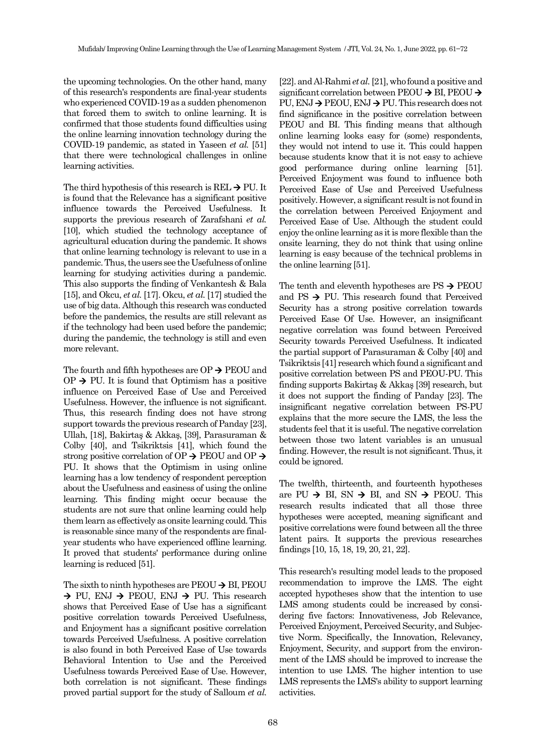the upcoming technologies. On the other hand, many of this research's respondents are final-year students who experienced COVID-19 as a sudden phenomenon that forced them to switch to online learning. It is confirmed that those students found difficulties using the online learning innovation technology during the COVID-19 pandemic, as stated in Yaseen *et al.* [51] that there were technological challenges in online learning activities.

The third hypothesis of this research is REL → PU. It is found that the Relevance has a significant positive influence towards the Perceived Usefulness. It supports the previous research of Zarafshani *et al.* [10], which studied the technology acceptance of agricultural education during the pandemic. It shows that online learning technology is relevant to use in a pandemic. Thus, the users see the Usefulness of online learning for studying activities during a pandemic. This also supports the finding of Venkantesh & Bala [15], and Okcu, *et al.* [17]. Okcu, *et al.* [17] studied the use of big data. Although this research was conducted before the pandemics, the results are still relevant as if the technology had been used before the pandemic; during the pandemic, the technology is still and even more relevant.

The fourth and fifth hypotheses are OP → PEOU and OP → PU. It is found that Optimism has a positive influence on Perceived Ease of Use and Perceived Usefulness. However, the influence is not significant. Thus, this research finding does not have strong support towards the previous research of Panday [23], Ullah, [18], Bakirtaş & Akkaş, [39], Parasuraman & Colby [40], and Tsikriktsis [41], which found the strong positive correlation of OP → PEOU and OP → PU. It shows that the Optimism in using online learning has a low tendency of respondent perception about the Usefulness and easiness of using the online learning. This finding might occur because the students are not sure that online learning could help them learn as effectively as onsite learning could. This is reasonable since many of the respondents are final-year students who have experienced offline learning. It proved that students' performance during online learning is reduced [51].

The sixth to ninth hypotheses are PEOU → BI, PEOU → PU, ENJ → PEOU, ENJ → PU. This research shows that Perceived Ease of Use has a significant positive correlation towards Perceived Usefulness, and Enjoyment has a significant positive correlation towards Perceived Usefulness. A positive correlation is also found in both Perceived Ease of Use towards Behavioral Intention to Use and the Perceived Usefulness towards Perceived Ease of Use. However, both correlation is not significant. These findings proved partial support for the study of Salloum *et al.* [22]. and Al-Rahmi *et al.* [21], who found a positive and significant correlation between PEOU → BI, PEOU → PU, ENJ → PEOU, ENJ → PU. This research does not find significance in the positive correlation between PEOU and BI. This finding means that although online learning looks easy for (some) respondents, they would not intend to use it. This could happen because students know that it is not easy to achieve good performance during online learning [51]. Perceived Enjoyment was found to influence both Perceived Ease of Use and Perceived Usefulness positively. However, a significant result is not found in the correlation between Perceived Enjoyment and Perceived Ease of Use. Although the student could enjoy the online learning as it is more flexible than the onsite learning, they do not think that using online learning is easy because of the technical problems in the online learning [51].

The tenth and eleventh hypotheses are PS → PEOU and PS → PU. This research found that Perceived Security has a strong positive correlation towards Perceived Ease Of Use. However, an insignificant negative correlation was found between Perceived Security towards Perceived Usefulness. It indicated the partial support of Parasuraman & Colby [40] and Tsikriktsis [41] research which found a significant and positive correlation between PS and PEOU-PU. This finding supports Bakirtaş & Akkaş [39] research, but it does not support the finding of Panday [23]. The insignificant negative correlation between PS-PU explains that the more secure the LMS, the less the students feel that it is useful. The negative correlation between those two latent variables is an unusual finding. However, the result is not significant. Thus, it could be ignored.

The twelfth, thirteenth, and fourteenth hypotheses are PU → BI, SN → BI, and SN → PEOU. This research results indicated that all those three hypotheses were accepted, meaning significant and positive correlations were found between all the three latent pairs. It supports the previous researches findings [10, 15, 18, 19, 20, 21, 22].

This research's resulting model leads to the proposed recommendation to improve the LMS. The eight accepted hypotheses show that the intention to use LMS among students could be increased by considering five factors: Innovativeness, Job Relevance, Perceived Enjoyment, Perceived Security, and Subjective Norm. Specifically, the Innovation, Relevancy, Enjoyment, Security, and support from the environment of the LMS should be improved to increase the intention to use LMS. The higher intention to use LMS represents the LMS's ability to support learning activities.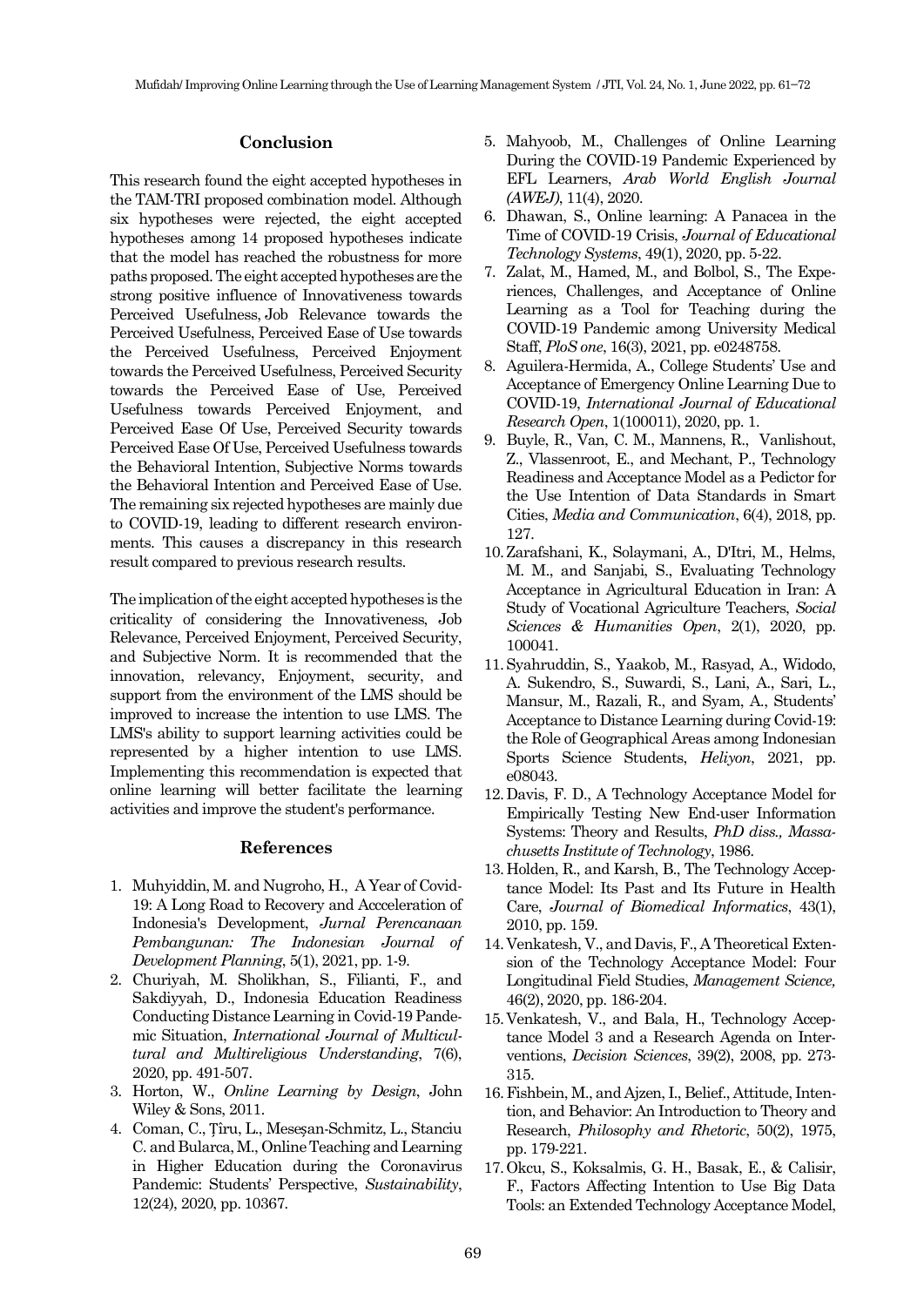## Conclusion

This research found the eight accepted hypotheses in the TAM-TRI proposed combination model. Although six hypotheses were rejected, the eight accepted hypotheses among 14 proposed hypotheses indicate that the model has reached the robustness for more paths proposed. The eight accepted hypotheses are the strong positive influence of Innovativeness towards Perceived Usefulness, Job Relevance towards the Perceived Usefulness, Perceived Ease of Use towards the Perceived Usefulness, Perceived Enjoyment towards the Perceived Usefulness, Perceived Security towards the Perceived Ease of Use, Perceived Usefulness towards Perceived Enjoyment, and Perceived Ease Of Use, Perceived Security towards Perceived Ease Of Use, Perceived Usefulness towards the Behavioral Intention, Subjective Norms towards the Behavioral Intention and Perceived Ease of Use. The remaining six rejected hypotheses are mainly due to COVID-19, leading to different research environments. This causes a discrepancy in this research result compared to previous research results.

The implication of the eight accepted hypotheses is the criticality of considering the Innovativeness, Job Relevance, Perceived Enjoyment, Perceived Security, and Subjective Norm. It is recommended that the innovation, relevancy, Enjoyment, security, and support from the environment of the LMS should be improved to increase the intention to use LMS. The LMS's ability to support learning activities could be represented by a higher intention to use LMS. Implementing this recommendation is expected that online learning will better facilitate the learning activities and improve the student's performance.

## References

1. Muhyiddin, M. and Nugroho, H., A Year of Covid-19: A Long Road to Recovery and Accceleration of Indonesia's Development, *Jurnal Perencanaan Pembangunan: The Indonesian Journal of Development Planning*, 5(1), 2021, pp. 1-9.
2. Churiyah, M. Sholikhan, S., Filianti, F., and Sakdiyyah, D., Indonesia Education Readiness Conducting Distance Learning in Covid-19 Pandemic Situation, *International Journal of Multicultural and Multireligious Understanding*, 7(6), 2020, pp. 491-507.
3. Horton, W., *Online Learning by Design*, John Wiley & Sons, 2011.
4. Coman, C., Țîru, L., Meseșan-Schmitz, L., Stanciu C. and Bularca, M., Online Teaching and Learning in Higher Education during the Coronavirus Pandemic: Students' Perspective, *Sustainability*, 12(24), 2020, pp. 10367.
5. Mahyoob, M., Challenges of Online Learning During the COVID-19 Pandemic Experienced by EFL Learners, *Arab World English Journal (AWEJ)*, 11(4), 2020.
6. Dhawan, S., Online learning: A Panacea in the Time of COVID-19 Crisis, *Journal of Educational Technology Systems*, 49(1), 2020, pp. 5-22.
7. Zalat, M., Hamed, M., and Bolbol, S., The Experiences, Challenges, and Acceptance of Online Learning as a Tool for Teaching during the COVID-19 Pandemic among University Medical Staff, *PloS one*, 16(3), 2021, pp. e0248758.
8. Aguilera-Hermida, A., College Students' Use and Acceptance of Emergency Online Learning Due to COVID-19, *International Journal of Educational Research Open*, 1(100011), 2020, pp. 1.
9. Buyle, R., Van, C. M., Mannens, R., Vanlishout, Z., Vlassenroot, E., and Mechant, P., Technology Readiness and Acceptance Model as a Pedictor for the Use Intention of Data Standards in Smart Cities, *Media and Communication*, 6(4), 2018, pp. 127.
10. Zarafshani, K., Solaymani, A., D'Itri, M., Helms, M. M., and Sanjabi, S., Evaluating Technology Acceptance in Agricultural Education in Iran: A Study of Vocational Agriculture Teachers, *Social Sciences & Humanities Open*, 2(1), 2020, pp. 100041.
11. Syahruddin, S., Yaakob, M., Rasyad, A., Widodo, A. Sukendro, S., Suwardi, S., Lani, A., Sari, L., Mansur, M., Razali, R., and Syam, A., Students' Acceptance to Distance Learning during Covid-19: the Role of Geographical Areas among Indonesian Sports Science Students, *Heliyon*, 2021, pp. e08043.
12. Davis, F. D., A Technology Acceptance Model for Empirically Testing New End-user Information Systems: Theory and Results, *PhD diss., Massachusetts Institute of Technology*, 1986.
13. Holden, R., and Karsh, B., The Technology Acceptance Model: Its Past and Its Future in Health Care, *Journal of Biomedical Informatics*, 43(1), 2010, pp. 159.
14. Venkatesh, V., and Davis, F., A Theoretical Extension of the Technology Acceptance Model: Four Longitudinal Field Studies, *Management Science,* 46(2), 2020, pp. 186-204.
15. Venkatesh, V., and Bala, H., Technology Acceptance Model 3 and a Research Agenda on Interventions, *Decision Sciences*, 39(2), 2008, pp. 273-315.
16. Fishbein, M., and Ajzen, I., Belief., Attitude, Intention, and Behavior: An Introduction to Theory and Research, *Philosophy and Rhetoric*, 50(2), 1975, pp. 179-221.
17. Okcu, S., Koksalmis, G. H., Basak, E., & Calisir, F., Factors Affecting Intention to Use Big Data Tools: an Extended Technology Acceptance Model,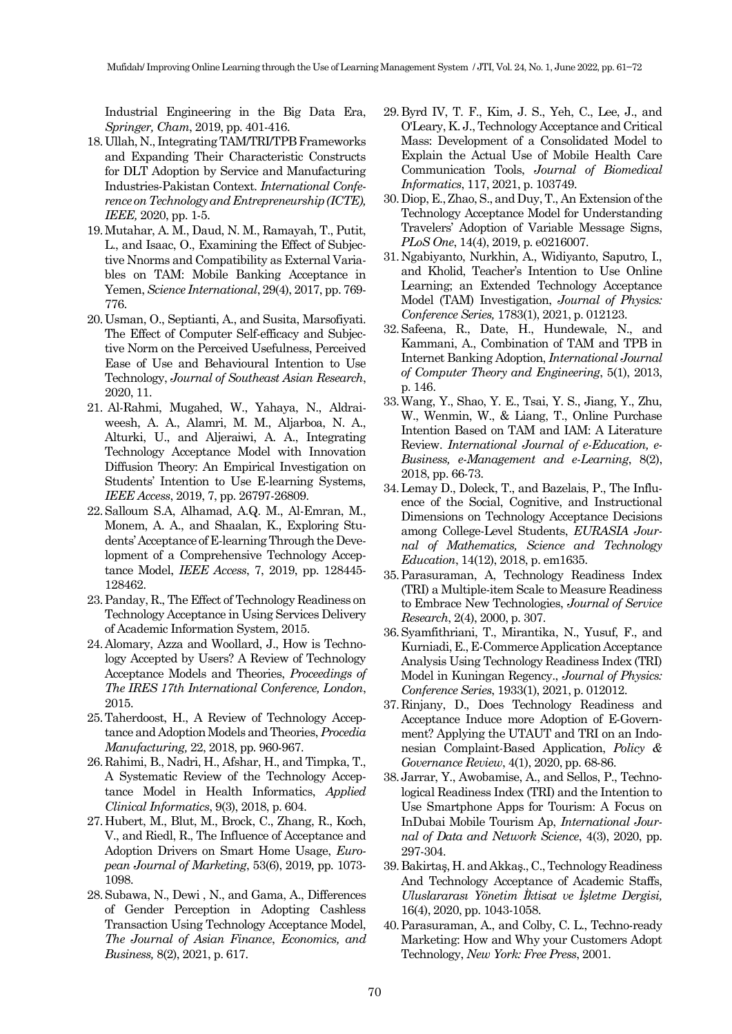Industrial Engineering in the Big Data Era, *Springer, Cham*, 2019, pp. 401-416.

18. Ullah, N., Integrating TAM/TRI/TPB Frameworks and Expanding Their Characteristic Constructs for DLT Adoption by Service and Manufacturing Industries-Pakistan Context. *International Conference on Technology and Entrepreneurship (ICTE), IEEE,* 2020, pp. 1-5.
19. Mutahar, A. M., Daud, N. M., Ramayah, T., Putit, L., and Isaac, O., Examining the Effect of Subjective Nnorms and Compatibility as External Variables on TAM: Mobile Banking Acceptance in Yemen, *Science International*, 29(4), 2017, pp. 769-776.
20. Usman, O., Septianti, A., and Susita, Marsofiyati. The Effect of Computer Self-efficacy and Subjective Norm on the Perceived Usefulness, Perceived Ease of Use and Behavioural Intention to Use Technology, *Journal of Southeast Asian Research*, 2020, 11.
21. Al-Rahmi, Mugahed, W., Yahaya, N., Aldraiweesh, A. A., Alamri, M. M., Aljarboa, N. A., Alturki, U., and Aljeraiwi, A. A., Integrating Technology Acceptance Model with Innovation Diffusion Theory: An Empirical Investigation on Students' Intention to Use E-learning Systems, *IEEE Access*, 2019, 7, pp. 26797-26809.
22. Salloum S.A, Alhamad, A.Q. M., Al-Emran, M., Monem, A. A., and Shaalan, K., Exploring Students' Acceptance of E-learning Through the Development of a Comprehensive Technology Acceptance Model, *IEEE Access*, 7, 2019, pp. 128445-128462.
23. Panday, R., The Effect of Technology Readiness on Technology Acceptance in Using Services Delivery of Academic Information System, 2015.
24. Alomary, Azza and Woollard, J., How is Technology Accepted by Users? A Review of Technology Acceptance Models and Theories, *Proceedings of The IRES 17th International Conference, London*, 2015.
25. Taherdoost, H., A Review of Technology Acceptance and Adoption Models and Theories, *Procedia Manufacturing,* 22, 2018, pp. 960-967.
26. Rahimi, B., Nadri, H., Afshar, H., and Timpka, T., A Systematic Review of the Technology Acceptance Model in Health Informatics, *Applied Clinical Informatics*, 9(3), 2018, p. 604.
27. Hubert, M., Blut, M., Brock, C., Zhang, R., Koch, V., and Riedl, R., The Influence of Acceptance and Adoption Drivers on Smart Home Usage, *European Journal of Marketing*, 53(6), 2019, pp. 1073-1098.
28. Subawa, N., Dewi , N., and Gama, A., Differences of Gender Perception in Adopting Cashless Transaction Using Technology Acceptance Model, *The Journal of Asian Finance, Economics, and Business,* 8(2), 2021, p. 617.
29. Byrd IV, T. F., Kim, J. S., Yeh, C., Lee, J., and O'Leary, K. J., Technology Acceptance and Critical Mass: Development of a Consolidated Model to Explain the Actual Use of Mobile Health Care Communication Tools, *Journal of Biomedical Informatics*, 117, 2021, p. 103749.
30. Diop, E., Zhao, S., and Duy, T., An Extension of the Technology Acceptance Model for Understanding Travelers' Adoption of Variable Message Signs, *PLoS One*, 14(4), 2019, p. e0216007.
31. Ngabiyanto, Nurkhin, A., Widiyanto, Saputro, I., and Kholid, Teacher's Intention to Use Online Learning; an Extended Technology Acceptance Model (TAM) Investigation, *Journal of Physics: Conference Series,* 1783(1), 2021, p. 012123.
32. Safeena, R., Date, H., Hundewale, N., and Kammani, A., Combination of TAM and TPB in Internet Banking Adoption, *International Journal of Computer Theory and Engineering*, 5(1), 2013, p. 146.
33. Wang, Y., Shao, Y. E., Tsai, Y. S., Jiang, Y., Zhu, W., Wenmin, W., & Liang, T., Online Purchase Intention Based on TAM and IAM: A Literature Review. *International Journal of e-Education, e-Business, e-Management and e-Learning*, 8(2), 2018, pp. 66-73.
34. Lemay D., Doleck, T., and Bazelais, P., The Influence of the Social, Cognitive, and Instructional Dimensions on Technology Acceptance Decisions among College-Level Students, *EURASIA Journal of Mathematics, Science and Technology Education*, 14(12), 2018, p. em1635.
35. Parasuraman, A, Technology Readiness Index (TRI) a Multiple-item Scale to Measure Readiness to Embrace New Technologies, *Journal of Service Research*, 2(4), 2000, p. 307.
36. Syamfithriani, T., Mirantika, N., Yusuf, F., and Kurniadi, E., E-Commerce Application Acceptance Analysis Using Technology Readiness Index (TRI) Model in Kuningan Regency., *Journal of Physics: Conference Series*, 1933(1), 2021, p. 012012.
37. Rinjany, D., Does Technology Readiness and Acceptance Induce more Adoption of E-Government? Applying the UTAUT and TRI on an Indonesian Complaint-Based Application, *Policy & Governance Review*, 4(1), 2020, pp. 68-86.
38. Jarrar, Y., Awobamise, A., and Sellos, P., Technological Readiness Index (TRI) and the Intention to Use Smartphone Apps for Tourism: A Focus on InDubai Mobile Tourism Ap, *International Journal of Data and Network Science*, 4(3), 2020, pp. 297-304.
39. Bakirtaş, H. and Akkaş., C., Technology Readiness And Technology Acceptance of Academic Staffs, *Uluslararası Yönetim İktisat ve İşletme Dergisi,* 16(4), 2020, pp. 1043-1058.
40. Parasuraman, A., and Colby, C. L., Techno-ready Marketing: How and Why your Customers Adopt Technology, *New York: Free Press*, 2001.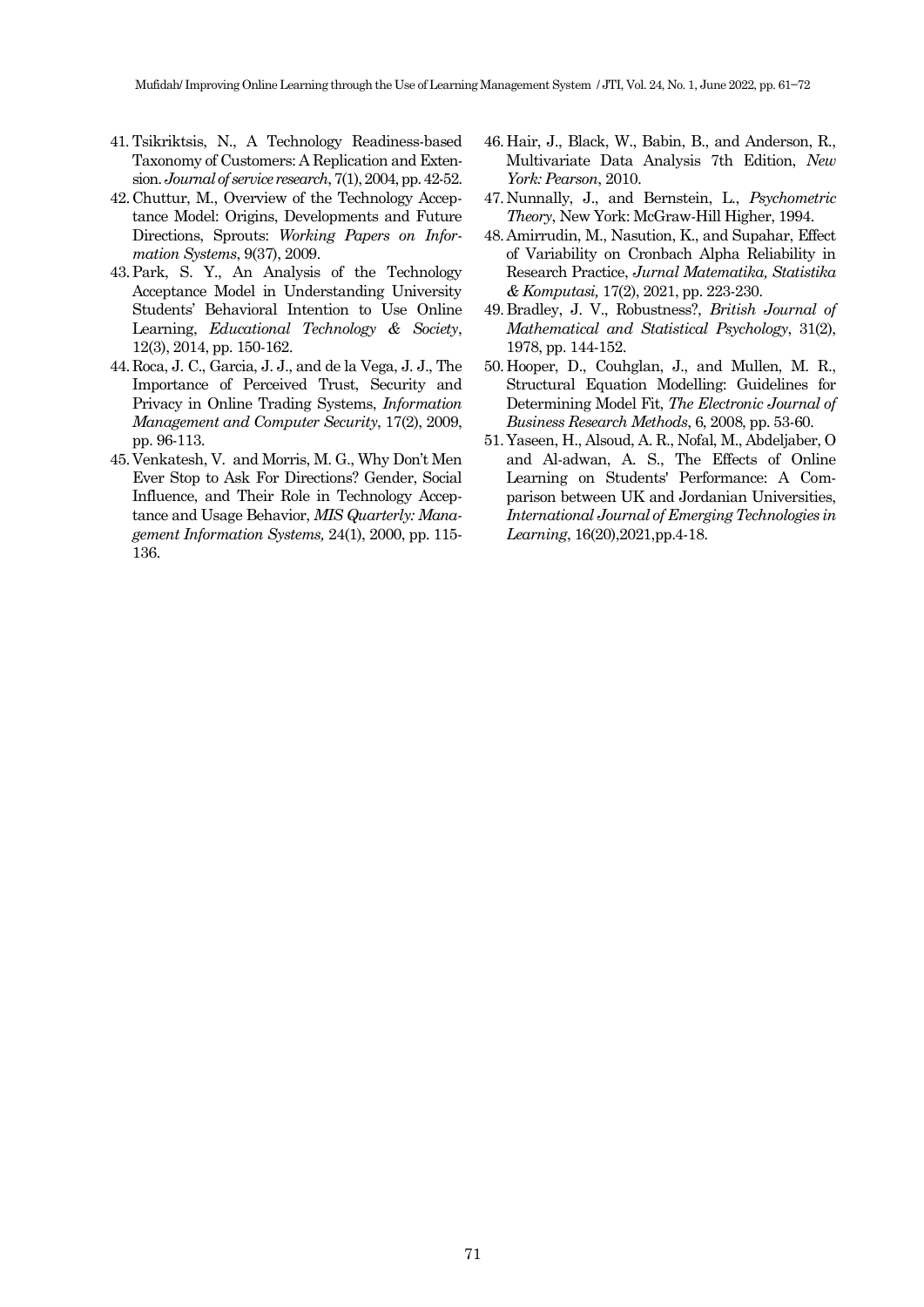41. Tsikriktsis, N., A Technology Readiness-based Taxonomy of Customers: A Replication and Extension. *Journal of service research*, 7(1), 2004, pp. 42-52.
42. Chuttur, M., Overview of the Technology Acceptance Model: Origins, Developments and Future Directions, Sprouts: *Working Papers on Information Systems*, 9(37), 2009.
43. Park, S. Y., An Analysis of the Technology Acceptance Model in Understanding University Students' Behavioral Intention to Use Online Learning, *Educational Technology & Society*, 12(3), 2014, pp. 150-162.
44. Roca, J. C., Garcia, J. J., and de la Vega, J. J., The Importance of Perceived Trust, Security and Privacy in Online Trading Systems, *Information Management and Computer Security*, 17(2), 2009, pp. 96-113.
45. Venkatesh, V. and Morris, M. G., Why Don't Men Ever Stop to Ask For Directions? Gender, Social Influence, and Their Role in Technology Acceptance and Usage Behavior, *MIS Quarterly: Management Information Systems,* 24(1), 2000, pp. 115-136.
46. Hair, J., Black, W., Babin, B., and Anderson, R., Multivariate Data Analysis 7th Edition, *New York: Pearson*, 2010.
47. Nunnally, J., and Bernstein, L., *Psychometric Theory*, New York: McGraw-Hill Higher, 1994.
48. Amirrudin, M., Nasution, K., and Supahar, Effect of Variability on Cronbach Alpha Reliability in Research Practice, *Jurnal Matematika, Statistika & Komputasi,* 17(2), 2021, pp. 223-230.
49. Bradley, J. V., Robustness?, *British Journal of Mathematical and Statistical Psychology*, 31(2), 1978, pp. 144-152.
50. Hooper, D., Couhglan, J., and Mullen, M. R., Structural Equation Modelling: Guidelines for Determining Model Fit, *The Electronic Journal of Business Research Methods*, 6, 2008, pp. 53-60.
51. Yaseen, H., Alsoud, A. R., Nofal, M., Abdeljaber, O and Al-adwan, A. S., The Effects of Online Learning on Students' Performance: A Comparison between UK and Jordanian Universities, *International Journal of Emerging Technologies in Learning*, 16(20),2021,pp.4-18.